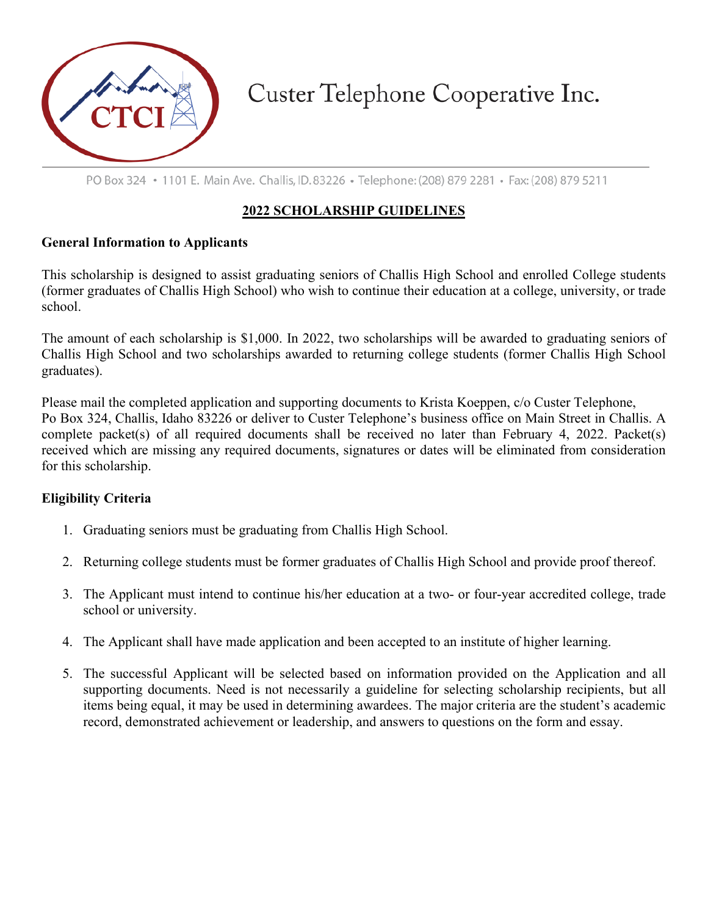# Custer Telephone Cooperative Inc.

PO Box 324 • 1101 E. Main Ave. Challis, ID. 83226 • Telephone: (208) 879 2281 • Fax: (208) 879 5211

## 2022 SCHOLARSHIP GUIDELINES

### General Information to Applicants

This scholarship is designed to assist graduating seniors of Challis High School and enrolled College students (former graduates of Challis High School) who wish to continue their education at a college, university, or trade school.

The amount of each scholarship is $1,000. In 2022, two scholarships will be awarded to graduating seniors of Challis High School and two scholarships awarded to returning college students (former Challis High School graduates).

Please mail the completed application and supporting documents to Krista Koeppen, c/o Custer Telephone, Po Box 324, Challis, Idaho 83226 or deliver to Custer Telephone's business office on Main Street in Challis. A complete packet(s) of all required documents shall be received no later than February 4, 2022. Packet(s) received which are missing any required documents, signatures or dates will be eliminated from consideration for this scholarship.

### Eligibility Criteria

1. Graduating seniors must be graduating from Challis High School.
2. Returning college students must be former graduates of Challis High School and provide proof thereof.
3. The Applicant must intend to continue his/her education at a two- or four-year accredited college, trade school or university.
4. The Applicant shall have made application and been accepted to an institute of higher learning.
5. The successful Applicant will be selected based on information provided on the Application and all supporting documents. Need is not necessarily a guideline for selecting scholarship recipients, but all items being equal, it may be used in determining awardees. The major criteria are the student's academic record, demonstrated achievement or leadership, and answers to questions on the form and essay.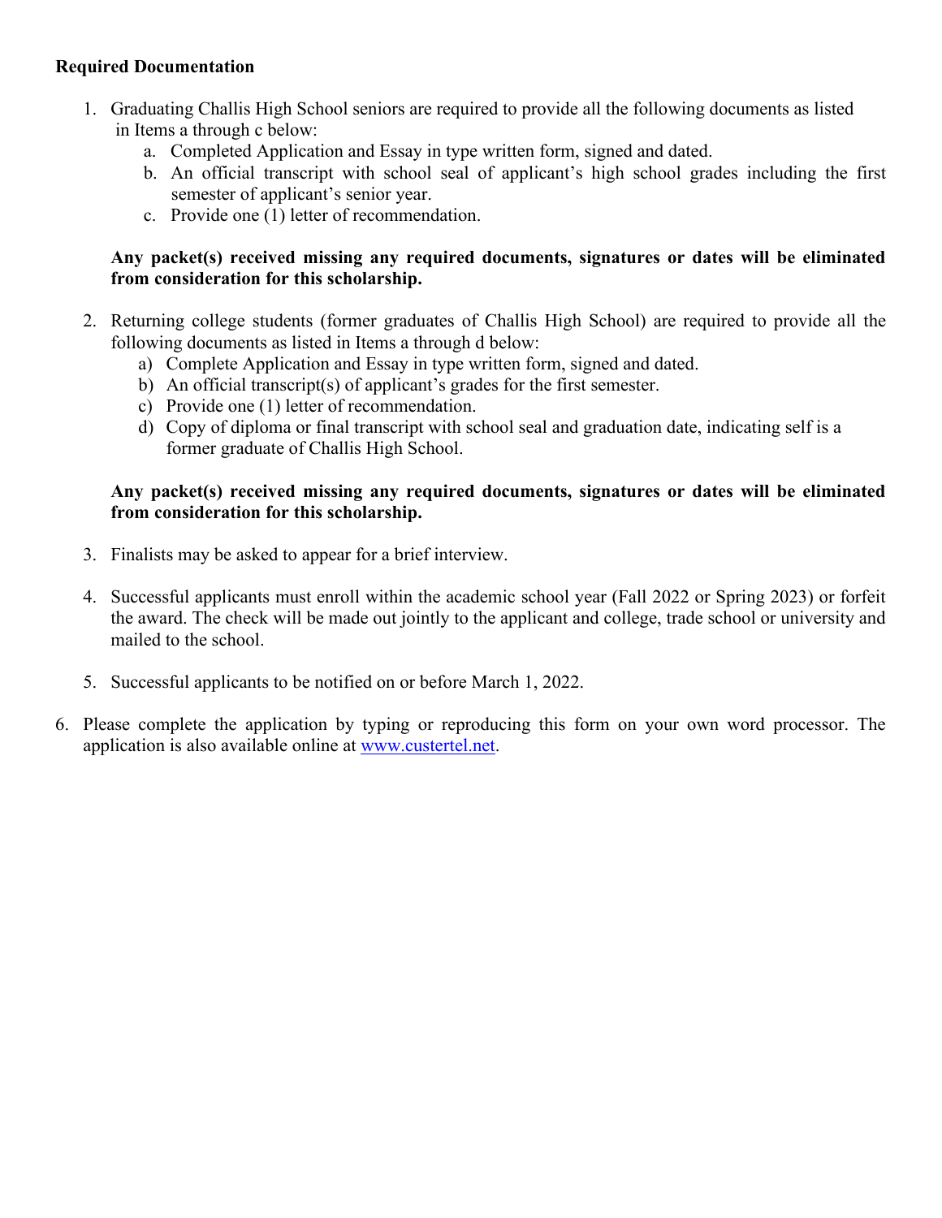**Required Documentation**

1. Graduating Challis High School seniors are required to provide all the following documents as listed in Items a through c below:
    a. Completed Application and Essay in type written form, signed and dated.
    b. An official transcript with school seal of applicant's high school grades including the first semester of applicant's senior year.
    c. Provide one (1) letter of recommendation.

    **Any packet(s) received missing any required documents, signatures or dates will be eliminated from consideration for this scholarship.**

2. Returning college students (former graduates of Challis High School) are required to provide all the following documents as listed in Items a through d below:
    a) Complete Application and Essay in type written form, signed and dated.
    b) An official transcript(s) of applicant's grades for the first semester.
    c) Provide one (1) letter of recommendation.
    d) Copy of diploma or final transcript with school seal and graduation date, indicating self is a former graduate of Challis High School.

    **Any packet(s) received missing any required documents, signatures or dates will be eliminated from consideration for this scholarship.**

3. Finalists may be asked to appear for a brief interview.

4. Successful applicants must enroll within the academic school year (Fall 2022 or Spring 2023) or forfeit the award. The check will be made out jointly to the applicant and college, trade school or university and mailed to the school.

5. Successful applicants to be notified on or before March 1, 2022.

6. Please complete the application by typing or reproducing this form on your own word processor. The application is also available online at [www.custertel.net](http://www.custertel.net).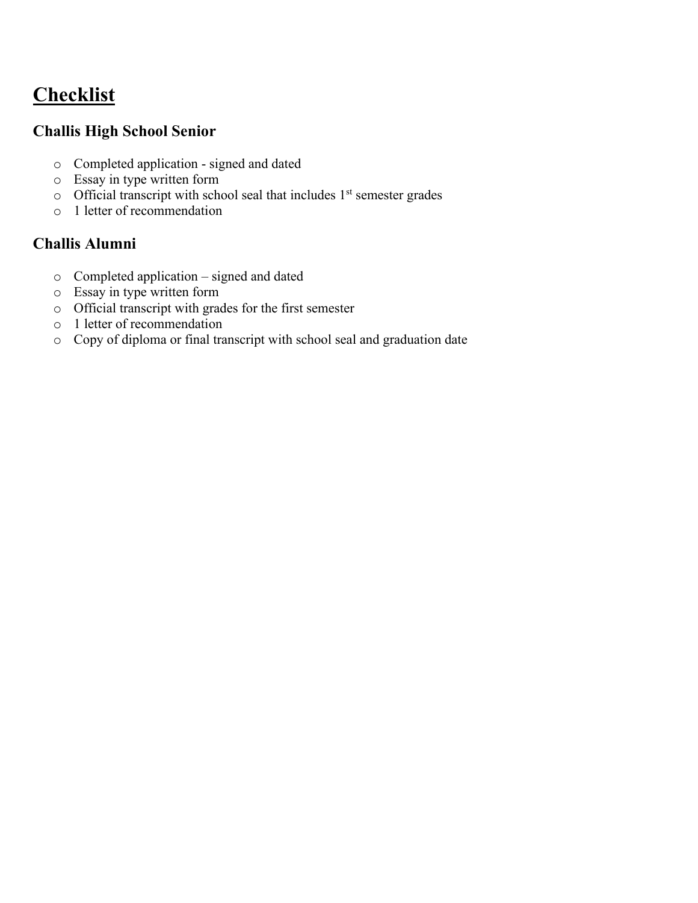# Checklist

### Challis High School Senior

- Completed application - signed and dated
- Essay in type written form
- Official transcript with school seal that includes 1st semester grades
- 1 letter of recommendation

### Challis Alumni

- Completed application – signed and dated
- Essay in type written form
- Official transcript with grades for the first semester
- 1 letter of recommendation
- Copy of diploma or final transcript with school seal and graduation date